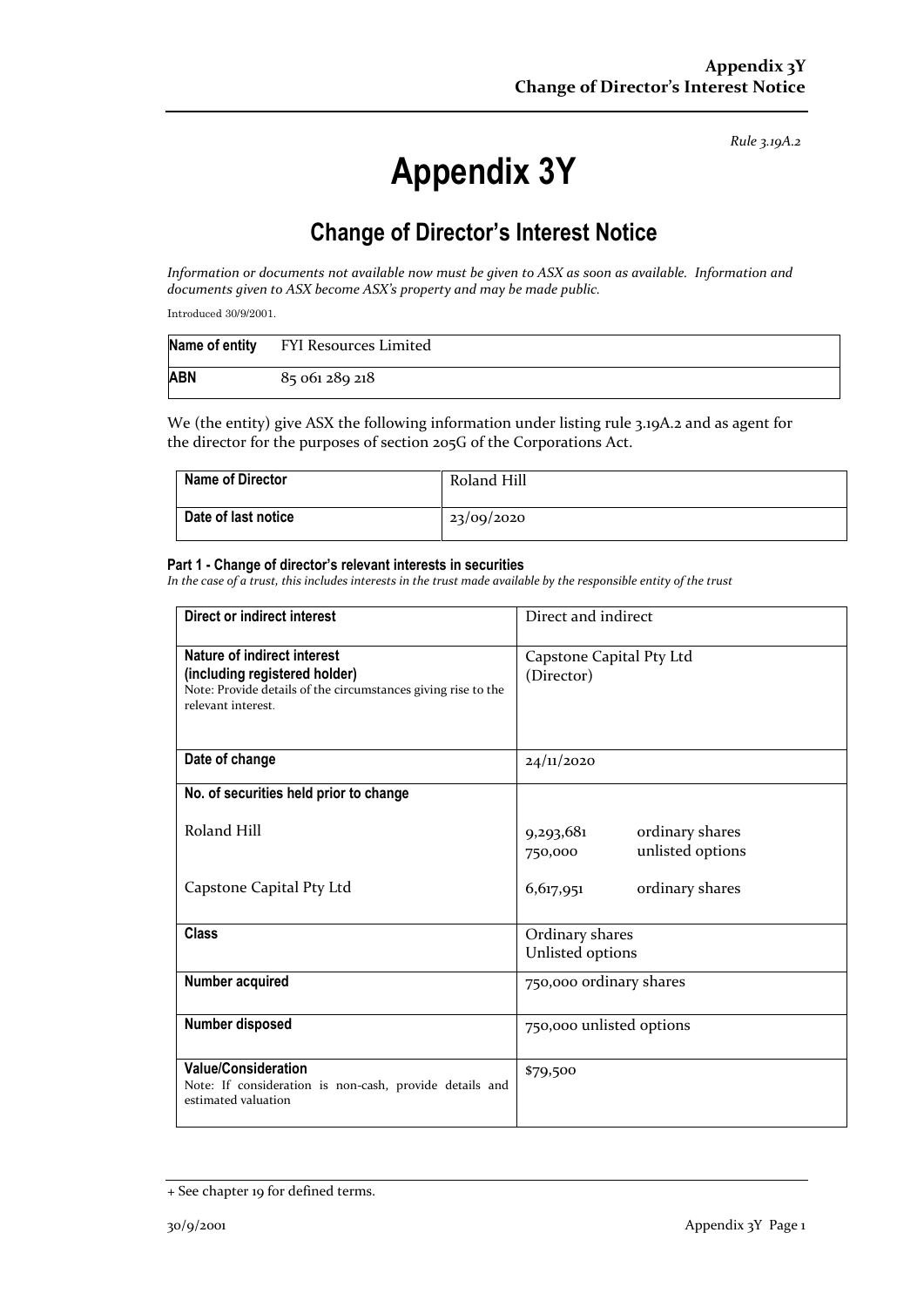*Rule 3.19A.2*

# Appendix 3Y

## Change of Director's Interest Notice

*Information or documents not available now must be given to ASX as soon as available. Information and documents given to ASX become ASX's property and may be made public.*

Introduced 30/9/2001.

| **Name of entity** | FYI Resources Limited |
|---|---|
| **ABN** | 85 061 289 218 |

We (the entity) give ASX the following information under listing rule 3.19A.2 and as agent for the director for the purposes of section 205G of the Corporations Act.

| **Name of Director** | Roland Hill |
|---|---|
| **Date of last notice** | 23/09/2020 |

### Part 1 - Change of director's relevant interests in securities

*In the case of a trust, this includes interests in the trust made available by the responsible entity of the trust*

| **Direct or indirect interest** | Direct and indirect |
|---|---|
| **Nature of indirect interest (including registered holder)**<br>Note: Provide details of the circumstances giving rise to the relevant interest. | Capstone Capital Pty Ltd (Director) |
| **Date of change** | 24/11/2020 |
| **No. of securities held prior to change** | |
| Roland Hill | 9,293,681 ordinary shares<br>750,000 unlisted options |
| Capstone Capital Pty Ltd | 6,617,951 ordinary shares |
| **Class** | Ordinary shares<br>Unlisted options |
| **Number acquired** | 750,000 ordinary shares |
| **Number disposed** | 750,000 unlisted options |
| **Value/Consideration**<br>Note: If consideration is non-cash, provide details and estimated valuation | $79,500 |

+ See chapter 19 for defined terms.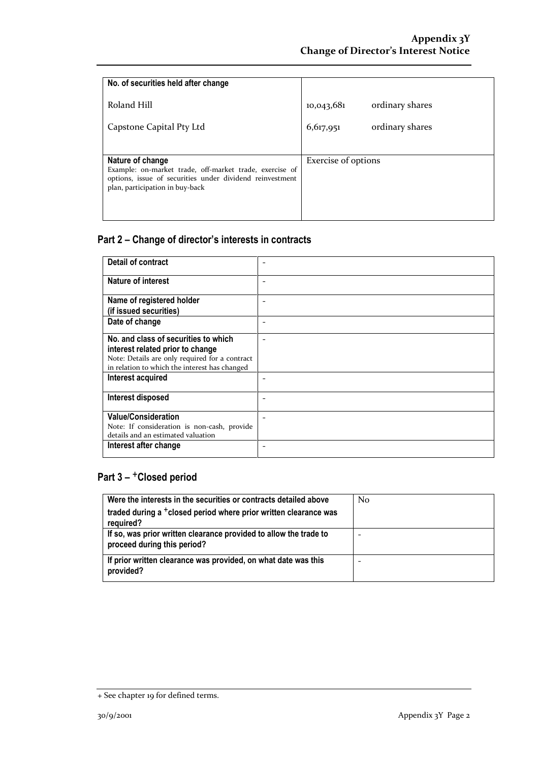| No. of securities held after change | |
|---|---|
| Roland Hill<br><br>Capstone Capital Pty Ltd | 10,043,681 ordinary shares<br><br>6,617,951 ordinary shares |
| **Nature of change**<br>Example: on-market trade, off-market trade, exercise of options, issue of securities under dividend reinvestment plan, participation in buy-back | Exercise of options |

## Part 2 – Change of director's interests in contracts

| Detail of contract | - |
|---|---|
| **Nature of interest** | - |
| **Name of registered holder (if issued securities)** | - |
| **Date of change** | - |
| **No. and class of securities to which interest related prior to change**<br>Note: Details are only required for a contract in relation to which the interest has changed | - |
| **Interest acquired** | - |
| **Interest disposed** | - |
| **Value/Consideration**<br>Note: If consideration is non-cash, provide details and an estimated valuation | - |
| **Interest after change** | - |

## Part 3 – +Closed period

| Were the interests in the securities or contracts detailed above traded during a +closed period where prior written clearance was required? | No |
|---|---|
| **If so, was prior written clearance provided to allow the trade to proceed during this period?** | - |
| **If prior written clearance was provided, on what date was this provided?** | - |

+ See chapter 19 for defined terms.

30/9/2001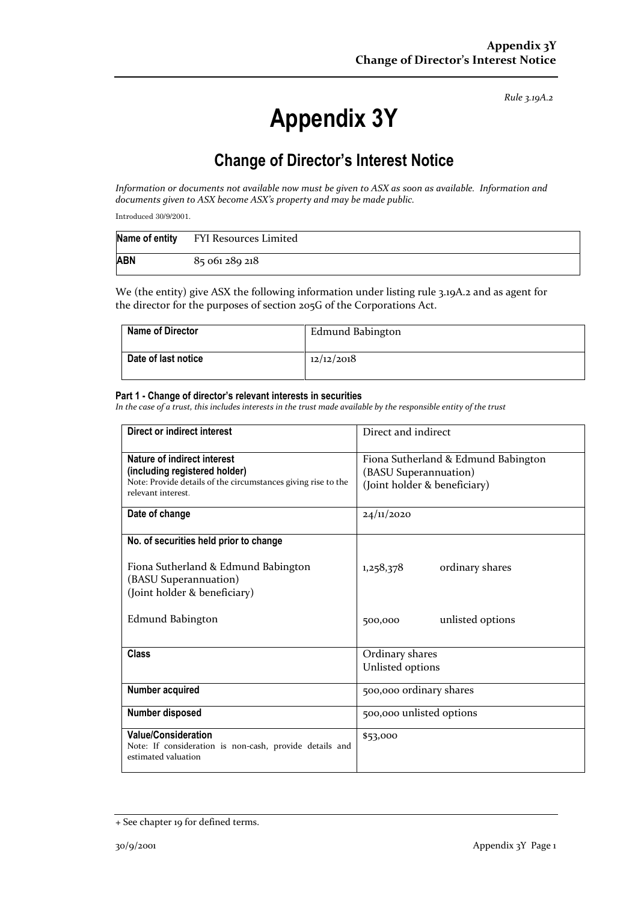Rule 3.19A.2

# Appendix 3Y

## Change of Director's Interest Notice

*Information or documents not available now must be given to ASX as soon as available. Information and documents given to ASX become ASX's property and may be made public.*

Introduced 30/9/2001.

| **Name of entity** | FYI Resources Limited |
|---|---|
| **ABN** | 85 061 289 218 |

We (the entity) give ASX the following information under listing rule 3.19A.2 and as agent for the director for the purposes of section 205G of the Corporations Act.

| **Name of Director** | Edmund Babington |
|---|---|
| **Date of last notice** | 12/12/2018 |

#### Part 1 - Change of director's relevant interests in securities

*In the case of a trust, this includes interests in the trust made available by the responsible entity of the trust*

| | |
|---|---|
| **Direct or indirect interest** | Direct and indirect |
| **Nature of indirect interest (including registered holder)**<br>Note: Provide details of the circumstances giving rise to the relevant interest. | Fiona Sutherland & Edmund Babington (BASU Superannuation) (Joint holder & beneficiary) |
| **Date of change** | 24/11/2020 |
| **No. of securities held prior to change**<br><br>Fiona Sutherland & Edmund Babington (BASU Superannuation) (Joint holder & beneficiary)<br><br>Edmund Babington | <br><br>1,258,378 ordinary shares<br><br><br>500,000 unlisted options |
| **Class** | Ordinary shares<br>Unlisted options |
| **Number acquired** | 500,000 ordinary shares |
| **Number disposed** | 500,000 unlisted options |
| **Value/Consideration**<br>Note: If consideration is non-cash, provide details and estimated valuation | $53,000 |

+ See chapter 19 for defined terms.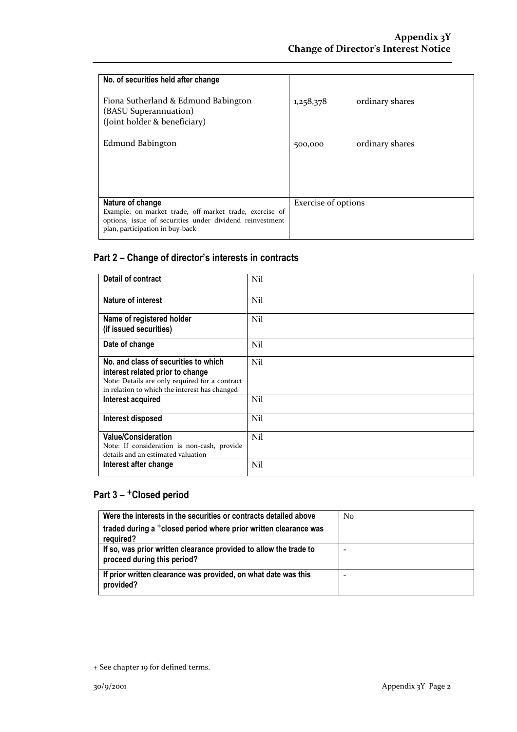| No. of securities held after change | |
|---|---|
| Fiona Sutherland & Edmund Babington (BASU Superannuation) (Joint holder & beneficiary) | 1,258,378 ordinary shares |
| Edmund Babington | 500,000 ordinary shares |
| **Nature of change** Example: on-market trade, off-market trade, exercise of options, issue of securities under dividend reinvestment plan, participation in buy-back | Exercise of options |

## Part 2 – Change of director's interests in contracts

| Detail of contract | Nil |
|---|---|
| **Nature of interest** | Nil |
| **Name of registered holder (if issued securities)** | Nil |
| **Date of change** | Nil |
| **No. and class of securities to which interest related prior to change** Note: Details are only required for a contract in relation to which the interest has changed | Nil |
| **Interest acquired** | Nil |
| **Interest disposed** | Nil |
| **Value/Consideration** Note: If consideration is non-cash, provide details and an estimated valuation | Nil |
| **Interest after change** | Nil |

## Part 3 – +Closed period

| Were the interests in the securities or contracts detailed above traded during a +closed period where prior written clearance was required? | No |
|---|---|
| **If so, was prior written clearance provided to allow the trade to proceed during this period?** | - |
| **If prior written clearance was provided, on what date was this provided?** | - |

+ See chapter 19 for defined terms.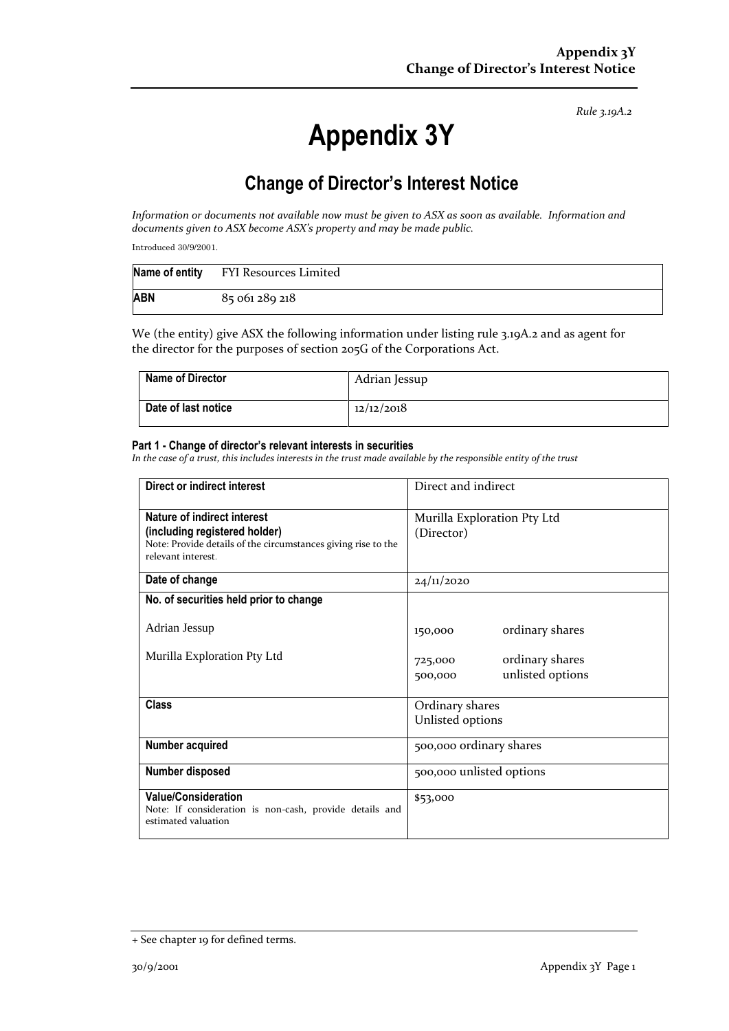*Rule 3.19A.2*

# Appendix 3Y

## Change of Director's Interest Notice

*Information or documents not available now must be given to ASX as soon as available. Information and documents given to ASX become ASX's property and may be made public.*

Introduced 30/9/2001.

| | |
|---|---|
| **Name of entity** | FYI Resources Limited |
| **ABN** | 85 061 289 218 |

We (the entity) give ASX the following information under listing rule 3.19A.2 and as agent for the director for the purposes of section 205G of the Corporations Act.

| | |
|---|---|
| **Name of Director** | Adrian Jessup |
| **Date of last notice** | 12/12/2018 |

#### Part 1 - Change of director's relevant interests in securities

*In the case of a trust, this includes interests in the trust made available by the responsible entity of the trust*

| | |
|---|---|
| **Direct or indirect interest** | Direct and indirect |
| **Nature of indirect interest (including registered holder)**<br>Note: Provide details of the circumstances giving rise to the relevant interest. | Murilla Exploration Pty Ltd (Director) |
| **Date of change** | 24/11/2020 |
| **No. of securities held prior to change**<br><br>Adrian Jessup<br><br>Murilla Exploration Pty Ltd | <br><br>150,000 ordinary shares<br><br>725,000 ordinary shares<br>500,000 unlisted options |
| **Class** | Ordinary shares<br>Unlisted options |
| **Number acquired** | 500,000 ordinary shares |
| **Number disposed** | 500,000 unlisted options |
| **Value/Consideration**<br>Note: If consideration is non-cash, provide details and estimated valuation | $53,000 |

+ See chapter 19 for defined terms.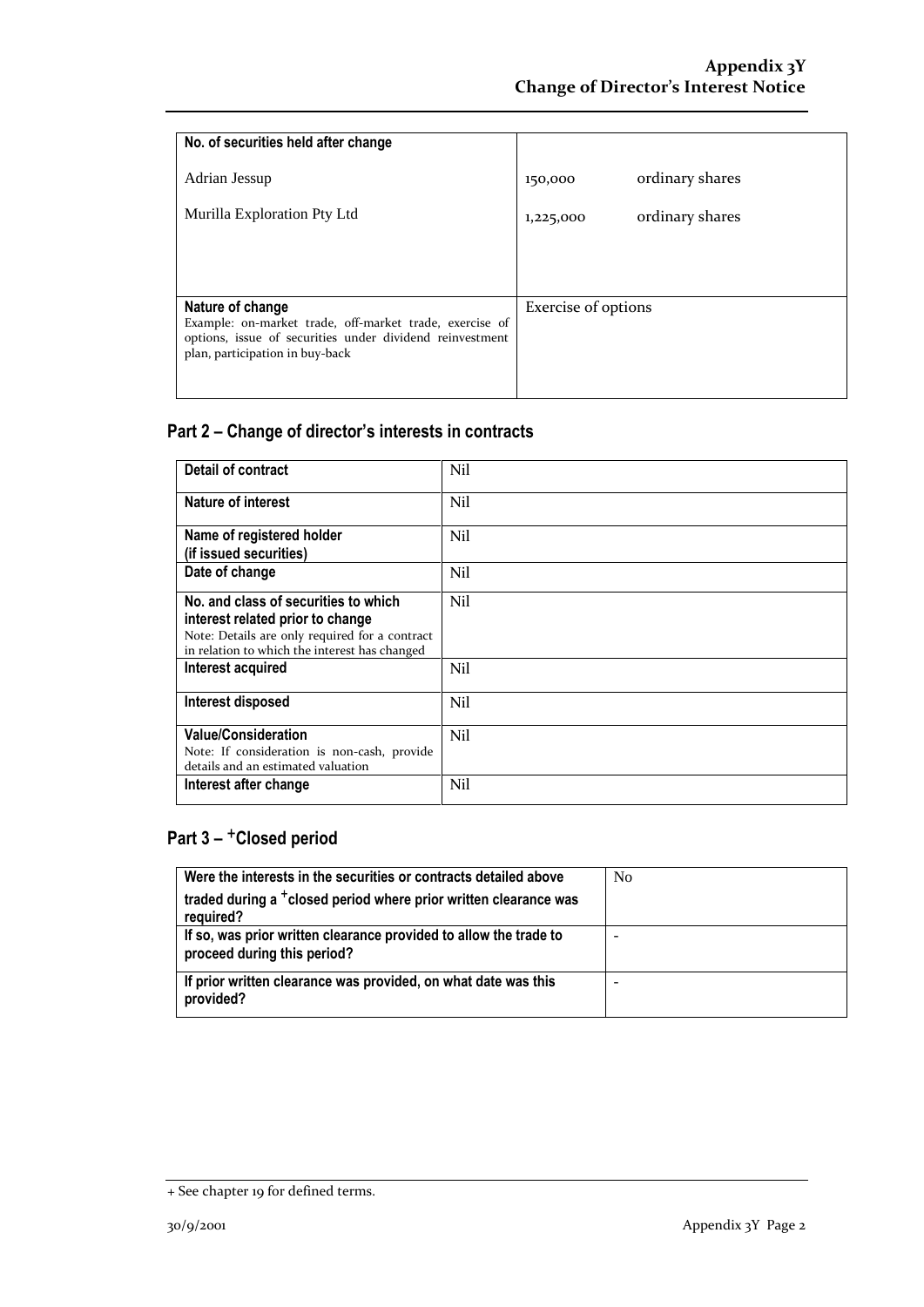| No. of securities held after change | |
|---|---|
| Adrian Jessup | 150,000 ordinary shares |
| Murilla Exploration Pty Ltd | 1,225,000 ordinary shares |
| **Nature of change**<br>Example: on-market trade, off-market trade, exercise of options, issue of securities under dividend reinvestment plan, participation in buy-back | Exercise of options |

## Part 2 – Change of director's interests in contracts

| Detail of contract | Nil |
|---|---|
| **Nature of interest** | Nil |
| **Name of registered holder (if issued securities)** | Nil |
| **Date of change** | Nil |
| **No. and class of securities to which interest related prior to change**<br>Note: Details are only required for a contract in relation to which the interest has changed | Nil |
| **Interest acquired** | Nil |
| **Interest disposed** | Nil |
| **Value/Consideration**<br>Note: If consideration is non-cash, provide details and an estimated valuation | Nil |
| **Interest after change** | Nil |

## Part 3 – +Closed period

| Were the interests in the securities or contracts detailed above traded during a +closed period where prior written clearance was required? | No |
|---|---|
| **If so, was prior written clearance provided to allow the trade to proceed during this period?** | - |
| **If prior written clearance was provided, on what date was this provided?** | - |

+ See chapter 19 for defined terms.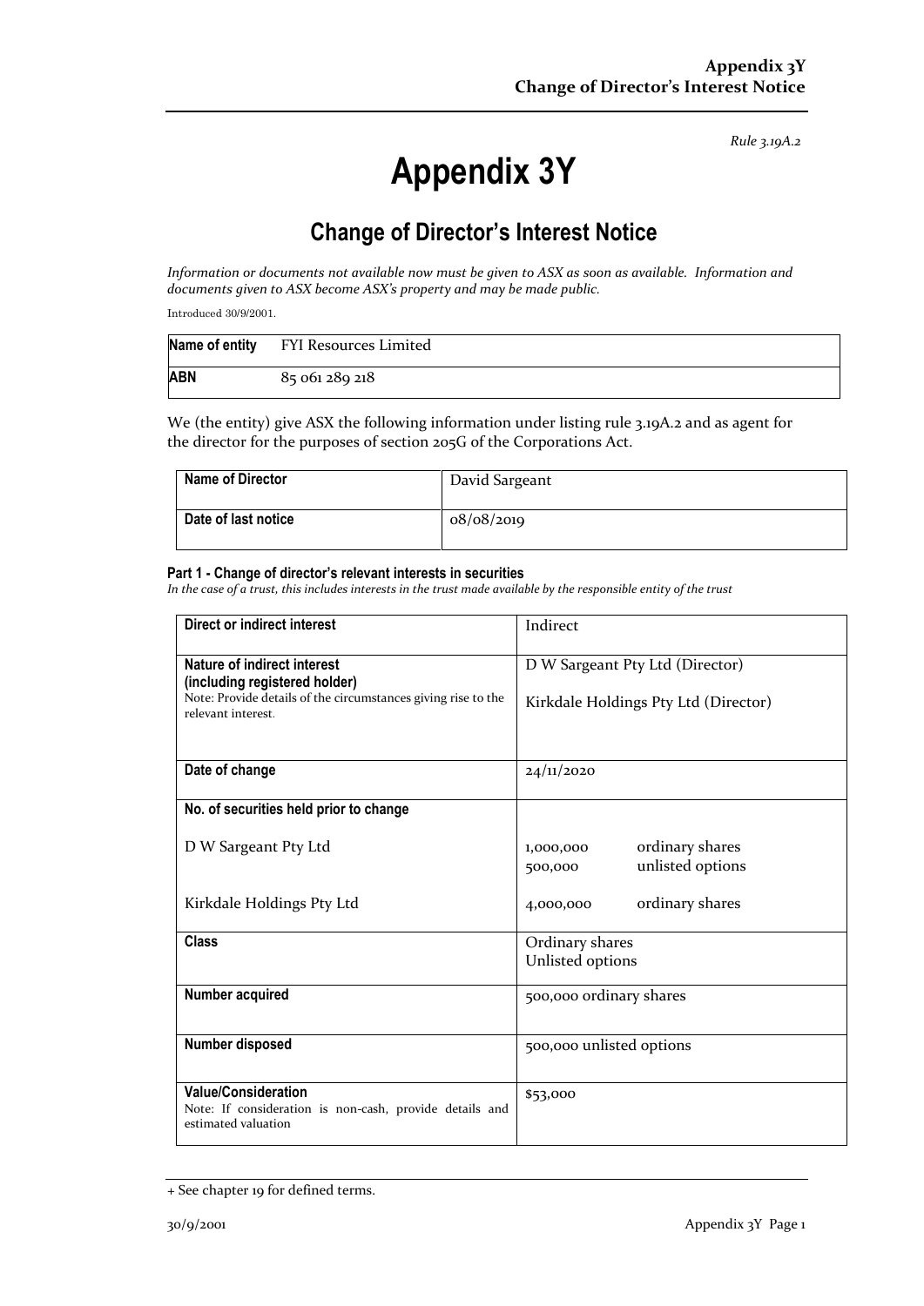*Rule 3.19A.2*

# Appendix 3Y

## Change of Director's Interest Notice

*Information or documents not available now must be given to ASX as soon as available. Information and documents given to ASX become ASX's property and may be made public.*

Introduced 30/9/2001.

| Name of entity | FYI Resources Limited |
|---|---|
| ABN | 85 061 289 218 |

We (the entity) give ASX the following information under listing rule 3.19A.2 and as agent for the director for the purposes of section 205G of the Corporations Act.

| Name of Director | David Sargeant |
|---|---|
| Date of last notice | 08/08/2019 |

#### Part 1 - Change of director's relevant interests in securities

*In the case of a trust, this includes interests in the trust made available by the responsible entity of the trust*

| | |
|---|---|
| **Direct or indirect interest** | Indirect |
| **Nature of indirect interest (including registered holder)**<br>Note: Provide details of the circumstances giving rise to the relevant interest. | D W Sargeant Pty Ltd (Director)<br><br>Kirkdale Holdings Pty Ltd (Director) |
| **Date of change** | 24/11/2020 |
| **No. of securities held prior to change**<br><br>D W Sargeant Pty Ltd<br><br><br>Kirkdale Holdings Pty Ltd | <br><br>1,000,000 ordinary shares<br>500,000 unlisted options<br><br>4,000,000 ordinary shares |
| **Class** | Ordinary shares<br>Unlisted options |
| **Number acquired** | 500,000 ordinary shares |
| **Number disposed** | 500,000 unlisted options |
| **Value/Consideration**<br>Note: If consideration is non-cash, provide details and estimated valuation | $53,000 |

+ See chapter 19 for defined terms.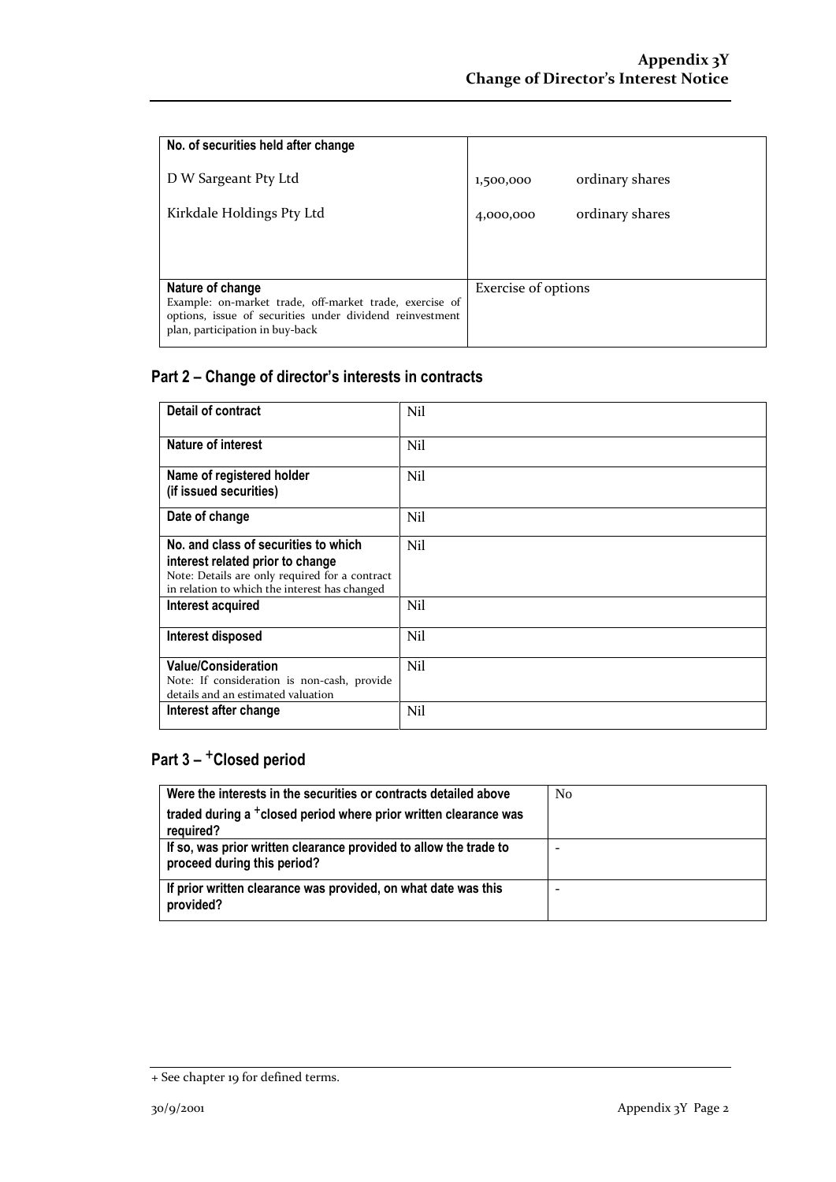| | |
|---|---|
| **No. of securities held after change**<br><br>D W Sargeant Pty Ltd<br><br>Kirkdale Holdings Pty Ltd | <br><br>1,500,000 ordinary shares<br><br>4,000,000 ordinary shares |
| **Nature of change**<br>Example: on-market trade, off-market trade, exercise of options, issue of securities under dividend reinvestment plan, participation in buy-back | Exercise of options |

## Part 2 – Change of director's interests in contracts

| | |
|---|---|
| **Detail of contract** | Nil |
| **Nature of interest** | Nil |
| **Name of registered holder (if issued securities)** | Nil |
| **Date of change** | Nil |
| **No. and class of securities to which interest related prior to change**<br>Note: Details are only required for a contract in relation to which the interest has changed | Nil |
| **Interest acquired** | Nil |
| **Interest disposed** | Nil |
| **Value/Consideration**<br>Note: If consideration is non-cash, provide details and an estimated valuation | Nil |
| **Interest after change** | Nil |

## Part 3 – +Closed period

| | |
|---|---|
| **Were the interests in the securities or contracts detailed above traded during a +closed period where prior written clearance was required?** | No |
| **If so, was prior written clearance provided to allow the trade to proceed during this period?** | - |
| **If prior written clearance was provided, on what date was this provided?** | - |

+ See chapter 19 for defined terms.